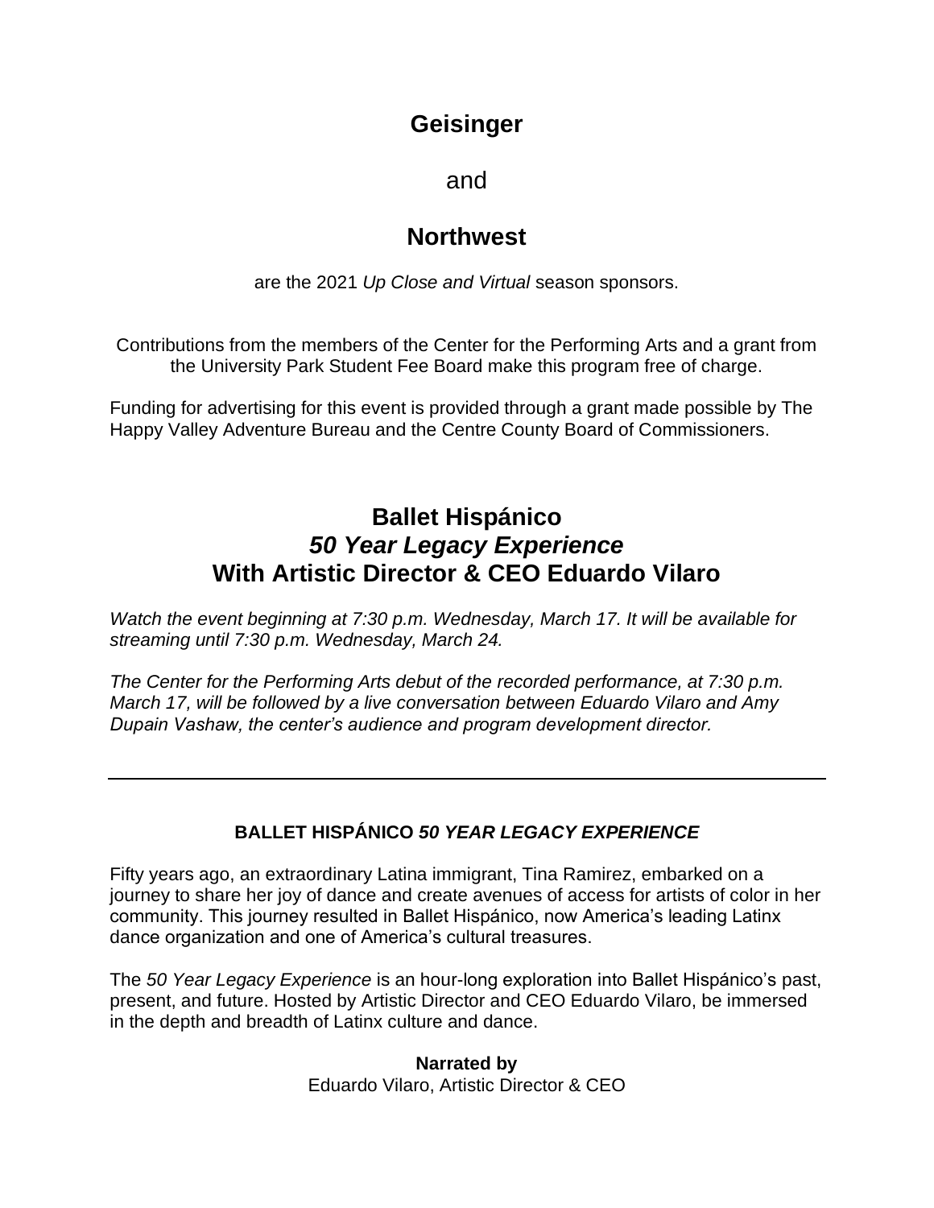**Geisinger**

and

**Northwest**

are the 2021 *Up Close and Virtual* season sponsors.

Contributions from the members of the Center for the Performing Arts and a grant from the University Park Student Fee Board make this program free of charge.

Funding for advertising for this event is provided through a grant made possible by The Happy Valley Adventure Bureau and the Centre County Board of Commissioners.

# Ballet Hispánico *50 Year Legacy Experience* With Artistic Director & CEO Eduardo Vilaro

*Watch the event beginning at 7:30 p.m. Wednesday, March 17. It will be available for streaming until 7:30 p.m. Wednesday, March 24.*

*The Center for the Performing Arts debut of the recorded performance, at 7:30 p.m. March 17, will be followed by a live conversation between Eduardo Vilaro and Amy Dupain Vashaw, the center's audience and program development director.*

---

## BALLET HISPÁNICO *50 YEAR LEGACY EXPERIENCE*

Fifty years ago, an extraordinary Latina immigrant, Tina Ramirez, embarked on a journey to share her joy of dance and create avenues of access for artists of color in her community. This journey resulted in Ballet Hispánico, now America's leading Latinx dance organization and one of America's cultural treasures.

The *50 Year Legacy Experience* is an hour-long exploration into Ballet Hispánico's past, present, and future. Hosted by Artistic Director and CEO Eduardo Vilaro, be immersed in the depth and breadth of Latinx culture and dance.

**Narrated by**
Eduardo Vilaro, Artistic Director & CEO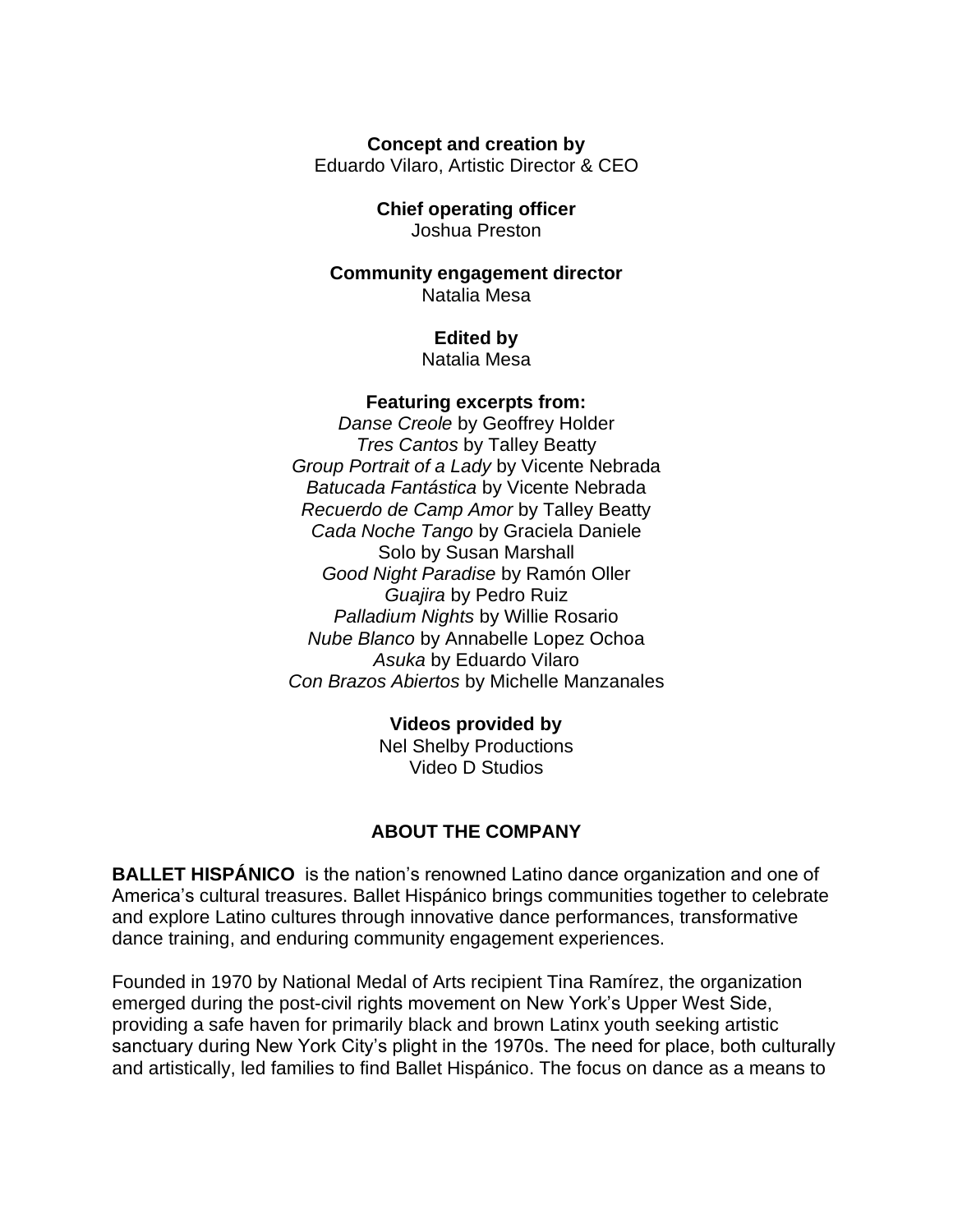**Concept and creation by**
Eduardo Vilaro, Artistic Director & CEO

**Chief operating officer**
Joshua Preston

**Community engagement director**
Natalia Mesa

**Edited by**
Natalia Mesa

**Featuring excerpts from:**
*Danse Creole* by Geoffrey Holder
*Tres Cantos* by Talley Beatty
*Group Portrait of a Lady* by Vicente Nebrada
*Batucada Fantástica* by Vicente Nebrada
*Recuerdo de Camp Amor* by Talley Beatty
*Cada Noche Tango* by Graciela Daniele
Solo by Susan Marshall
*Good Night Paradise* by Ramón Oller
*Guajira* by Pedro Ruiz
*Palladium Nights* by Willie Rosario
*Nube Blanco* by Annabelle Lopez Ochoa
*Asuka* by Eduardo Vilaro
*Con Brazos Abiertos* by Michelle Manzanales

**Videos provided by**
Nel Shelby Productions
Video D Studios

## ABOUT THE COMPANY

**BALLET HISPÁNICO** is the nation's renowned Latino dance organization and one of America's cultural treasures. Ballet Hispánico brings communities together to celebrate and explore Latino cultures through innovative dance performances, transformative dance training, and enduring community engagement experiences.

Founded in 1970 by National Medal of Arts recipient Tina Ramírez, the organization emerged during the post-civil rights movement on New York's Upper West Side, providing a safe haven for primarily black and brown Latinx youth seeking artistic sanctuary during New York City's plight in the 1970s. The need for place, both culturally and artistically, led families to find Ballet Hispánico. The focus on dance as a means to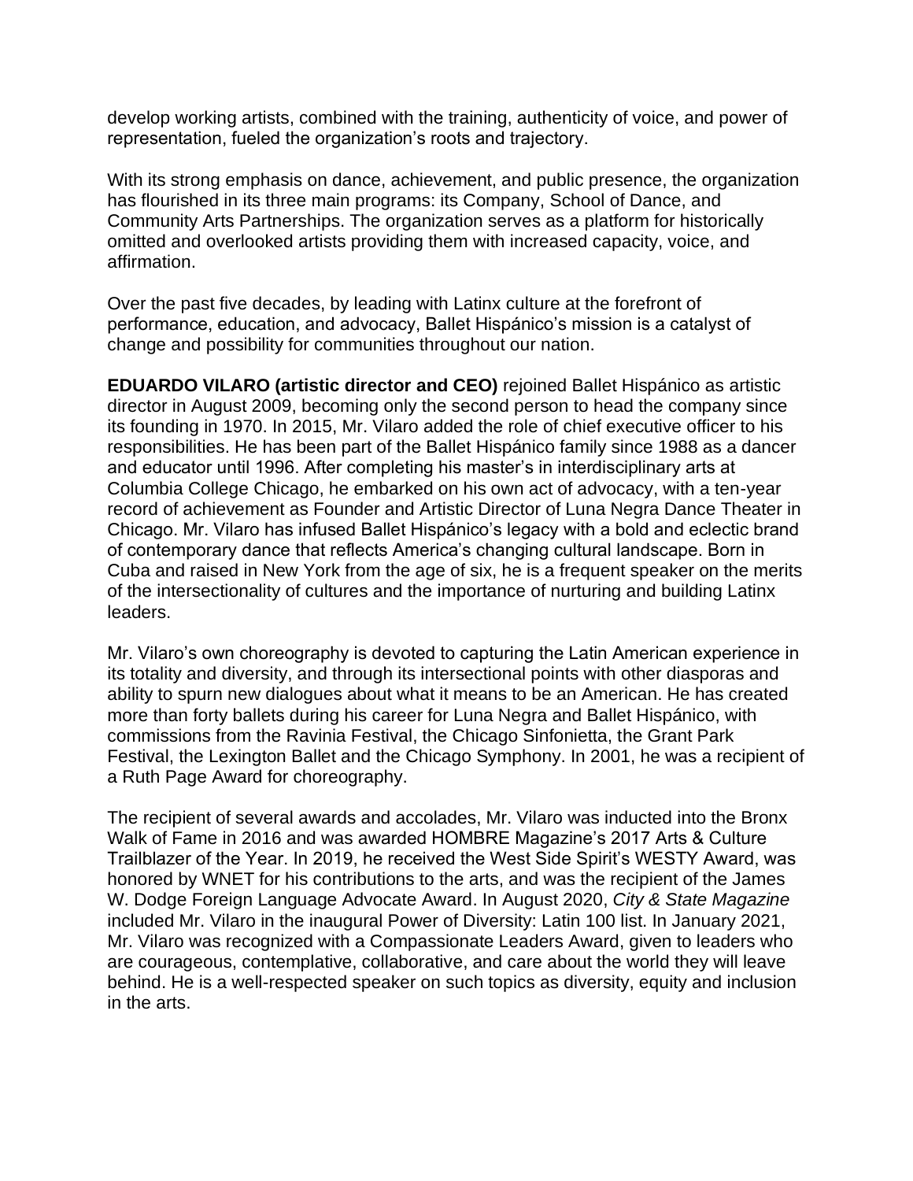develop working artists, combined with the training, authenticity of voice, and power of representation, fueled the organization's roots and trajectory.

With its strong emphasis on dance, achievement, and public presence, the organization has flourished in its three main programs: its Company, School of Dance, and Community Arts Partnerships. The organization serves as a platform for historically omitted and overlooked artists providing them with increased capacity, voice, and affirmation.

Over the past five decades, by leading with Latinx culture at the forefront of performance, education, and advocacy, Ballet Hispánico's mission is a catalyst of change and possibility for communities throughout our nation.

**EDUARDO VILARO (artistic director and CEO)** rejoined Ballet Hispánico as artistic director in August 2009, becoming only the second person to head the company since its founding in 1970. In 2015, Mr. Vilaro added the role of chief executive officer to his responsibilities. He has been part of the Ballet Hispánico family since 1988 as a dancer and educator until 1996. After completing his master's in interdisciplinary arts at Columbia College Chicago, he embarked on his own act of advocacy, with a ten-year record of achievement as Founder and Artistic Director of Luna Negra Dance Theater in Chicago. Mr. Vilaro has infused Ballet Hispánico's legacy with a bold and eclectic brand of contemporary dance that reflects America's changing cultural landscape. Born in Cuba and raised in New York from the age of six, he is a frequent speaker on the merits of the intersectionality of cultures and the importance of nurturing and building Latinx leaders.

Mr. Vilaro's own choreography is devoted to capturing the Latin American experience in its totality and diversity, and through its intersectional points with other diasporas and ability to spurn new dialogues about what it means to be an American. He has created more than forty ballets during his career for Luna Negra and Ballet Hispánico, with commissions from the Ravinia Festival, the Chicago Sinfonietta, the Grant Park Festival, the Lexington Ballet and the Chicago Symphony. In 2001, he was a recipient of a Ruth Page Award for choreography.

The recipient of several awards and accolades, Mr. Vilaro was inducted into the Bronx Walk of Fame in 2016 and was awarded HOMBRE Magazine's 2017 Arts & Culture Trailblazer of the Year. In 2019, he received the West Side Spirit's WESTY Award, was honored by WNET for his contributions to the arts, and was the recipient of the James W. Dodge Foreign Language Advocate Award. In August 2020, *City & State Magazine* included Mr. Vilaro in the inaugural Power of Diversity: Latin 100 list. In January 2021, Mr. Vilaro was recognized with a Compassionate Leaders Award, given to leaders who are courageous, contemplative, collaborative, and care about the world they will leave behind. He is a well-respected speaker on such topics as diversity, equity and inclusion in the arts.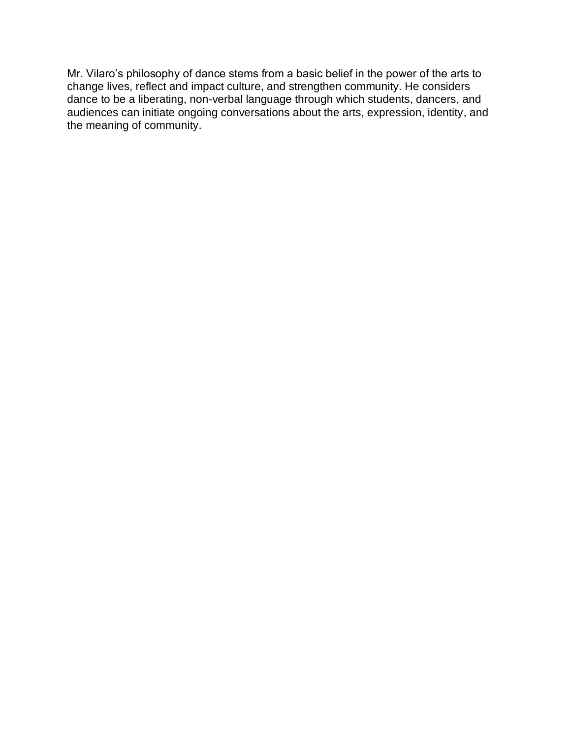Mr. Vilaro’s philosophy of dance stems from a basic belief in the power of the arts to change lives, reflect and impact culture, and strengthen community. He considers dance to be a liberating, non-verbal language through which students, dancers, and audiences can initiate ongoing conversations about the arts, expression, identity, and the meaning of community.